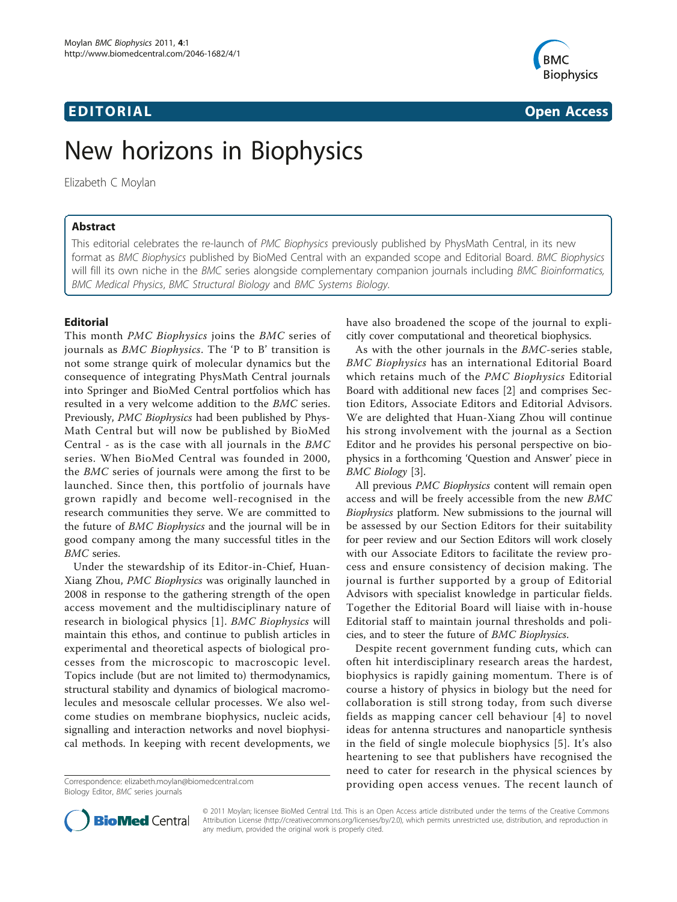EDITORIAL

Open Access

# New horizons in Biophysics

Elizabeth C Moylan

## Abstract

This editorial celebrates the re-launch of *PMC Biophysics* previously published by PhysMath Central, in its new format as *BMC Biophysics* published by BioMed Central with an expanded scope and Editorial Board. *BMC Biophysics* will fill its own niche in the *BMC* series alongside complementary companion journals including *BMC Bioinformatics*, *BMC Medical Physics*, *BMC Structural Biology* and *BMC Systems Biology*.

## Editorial

This month *PMC Biophysics* joins the *BMC* series of journals as *BMC Biophysics*. The 'P to B' transition is not some strange quirk of molecular dynamics but the consequence of integrating PhysMath Central journals into Springer and BioMed Central portfolios which has resulted in a very welcome addition to the *BMC* series. Previously, *PMC Biophysics* had been published by PhysMath Central but will now be published by BioMed Central - as is the case with all journals in the *BMC* series. When BioMed Central was founded in 2000, the *BMC* series of journals were among the first to be launched. Since then, this portfolio of journals have grown rapidly and become well-recognised in the research communities they serve. We are committed to the future of *BMC Biophysics* and the journal will be in good company among the many successful titles in the *BMC* series.

Under the stewardship of its Editor-in-Chief, Huan-Xiang Zhou, *PMC Biophysics* was originally launched in 2008 in response to the gathering strength of the open access movement and the multidisciplinary nature of research in biological physics [1]. *BMC Biophysics* will maintain this ethos, and continue to publish articles in experimental and theoretical aspects of biological processes from the microscopic to macroscopic level. Topics include (but are not limited to) thermodynamics, structural stability and dynamics of biological macromolecules and mesoscale cellular processes. We also welcome studies on membrane biophysics, nucleic acids, signalling and interaction networks and novel biophysical methods. In keeping with recent developments, we have also broadened the scope of the journal to explicitly cover computational and theoretical biophysics.

As with the other journals in the *BMC*-series stable, *BMC Biophysics* has an international Editorial Board which retains much of the *PMC Biophysics* Editorial Board with additional new faces [2] and comprises Section Editors, Associate Editors and Editorial Advisors. We are delighted that Huan-Xiang Zhou will continue his strong involvement with the journal as a Section Editor and he provides his personal perspective on biophysics in a forthcoming 'Question and Answer' piece in *BMC Biology* [3].

All previous *PMC Biophysics* content will remain open access and will be freely accessible from the new *BMC Biophysics* platform. New submissions to the journal will be assessed by our Section Editors for their suitability for peer review and our Section Editors will work closely with our Associate Editors to facilitate the review process and ensure consistency of decision making. The journal is further supported by a group of Editorial Advisors with specialist knowledge in particular fields. Together the Editorial Board will liaise with in-house Editorial staff to maintain journal thresholds and policies, and to steer the future of *BMC Biophysics*.

Despite recent government funding cuts, which can often hit interdisciplinary research areas the hardest, biophysics is rapidly gaining momentum. There is of course a history of physics in biology but the need for collaboration is still strong today, from such diverse fields as mapping cancer cell behaviour [4] to novel ideas for antenna structures and nanoparticle synthesis in the field of single molecule biophysics [5]. It's also heartening to see that publishers have recognised the need to cater for research in the physical sciences by providing open access venues. The recent launch of

Correspondence: elizabeth.moylan@biomedcentral.com
Biology Editor, *BMC* series journals

© 2011 Moylan; licensee BioMed Central Ltd. This is an Open Access article distributed under the terms of the Creative Commons Attribution License (http://creativecommons.org/licenses/by/2.0), which permits unrestricted use, distribution, and reproduction in any medium, provided the original work is properly cited.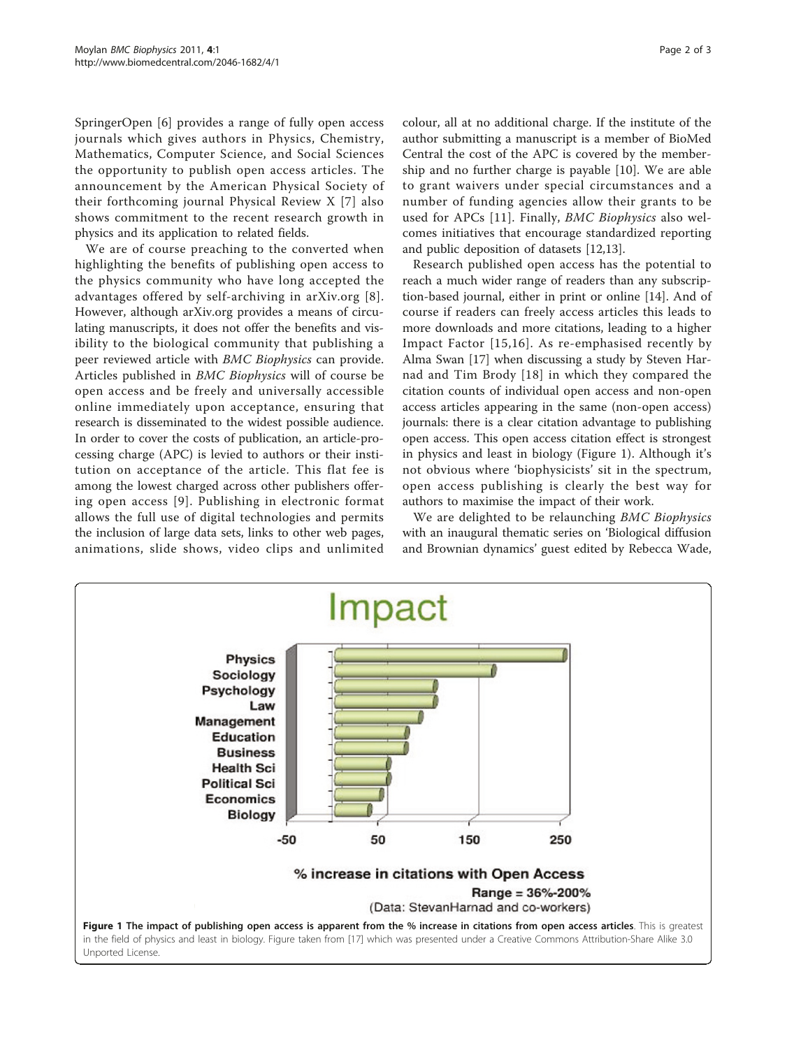SpringerOpen [6] provides a range of fully open access journals which gives authors in Physics, Chemistry, Mathematics, Computer Science, and Social Sciences the opportunity to publish open access articles. The announcement by the American Physical Society of their forthcoming journal Physical Review X [7] also shows commitment to the recent research growth in physics and its application to related fields.

We are of course preaching to the converted when highlighting the benefits of publishing open access to the physics community who have long accepted the advantages offered by self-archiving in arXiv.org [8]. However, although arXiv.org provides a means of circulating manuscripts, it does not offer the benefits and visibility to the biological community that publishing a peer reviewed article with *BMC Biophysics* can provide. Articles published in *BMC Biophysics* will of course be open access and be freely and universally accessible online immediately upon acceptance, ensuring that research is disseminated to the widest possible audience. In order to cover the costs of publication, an article-processing charge (APC) is levied to authors or their institution on acceptance of the article. This flat fee is among the lowest charged across other publishers offering open access [9]. Publishing in electronic format allows the full use of digital technologies and permits the inclusion of large data sets, links to other web pages, animations, slide shows, video clips and unlimited colour, all at no additional charge. If the institute of the author submitting a manuscript is a member of BioMed Central the cost of the APC is covered by the membership and no further charge is payable [10]. We are able to grant waivers under special circumstances and a number of funding agencies allow their grants to be used for APCs [11]. Finally, *BMC Biophysics* also welcomes initiatives that encourage standardized reporting and public deposition of datasets [12,13].

Research published open access has the potential to reach a much wider range of readers than any subscription-based journal, either in print or online [14]. And of course if readers can freely access articles this leads to more downloads and more citations, leading to a higher Impact Factor [15,16]. As re-emphasised recently by Alma Swan [17] when discussing a study by Steven Harnad and Tim Brody [18] in which they compared the citation counts of individual open access and non-open access articles appearing in the same (non-open access) journals: there is a clear citation advantage to publishing open access. This open access citation effect is strongest in physics and least in biology (Figure 1). Although it's not obvious where 'biophysicists' sit in the spectrum, open access publishing is clearly the best way for authors to maximise the impact of their work.

We are delighted to be relaunching *BMC Biophysics* with an inaugural thematic series on 'Biological diffusion and Brownian dynamics' guest edited by Rebecca Wade,

**Figure 1 The impact of publishing open access is apparent from the % increase in citations from open access articles**. This is greatest in the field of physics and least in biology. Figure taken from [17] which was presented under a Creative Commons Attribution-Share Alike 3.0 Unported License.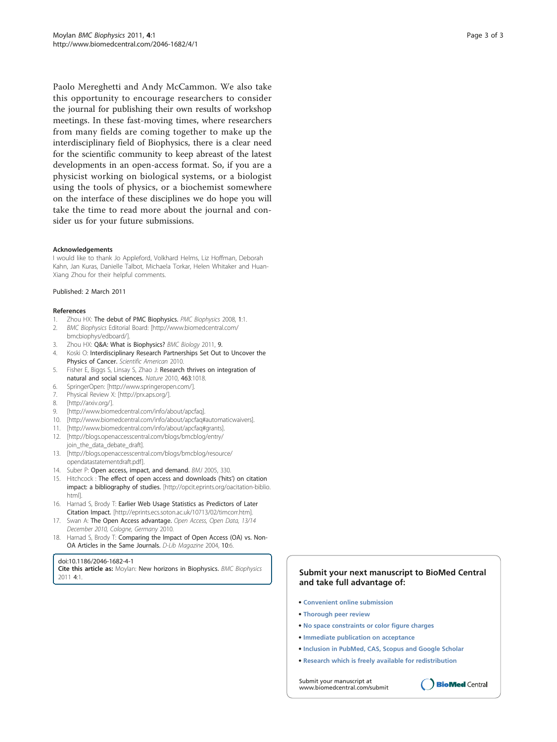Paolo Mereghetti and Andy McCammon. We also take this opportunity to encourage researchers to consider the journal for publishing their own results of workshop meetings. In these fast-moving times, where researchers from many fields are coming together to make up the interdisciplinary field of Biophysics, there is a clear need for the scientific community to keep abreast of the latest developments in an open-access format. So, if you are a physicist working on biological systems, or a biologist using the tools of physics, or a biochemist somewhere on the interface of these disciplines we do hope you will take the time to read more about the journal and consider us for your future submissions.

#### Acknowledgements

I would like to thank Jo Appleford, Volkhard Helms, Liz Hoffman, Deborah Kahn, Jan Kuras, Danielle Talbot, Michaela Torkar, Helen Whitaker and Huan-Xiang Zhou for their helpful comments.

Published: 2 March 2011

#### References

1. Zhou HX: **The debut of PMC Biophysics.** *PMC Biophysics* 2008, **1**:1.
2. *BMC Biophysics* Editorial Board: [http://www.biomedcentral.com/bmcbiophys/edboard/].
3. Zhou HX: **Q&A: What is Biophysics?** *BMC Biology* 2011, **9**.
4. Koski O: **Interdisciplinary Research Partnerships Set Out to Uncover the Physics of Cancer.** *Scientific American* 2010.
5. Fisher E, Biggs S, Linsay S, Zhao J: **Research thrives on integration of natural and social sciences.** *Nature* 2010, **463**:1018.
6. SpringerOpen: [http://www.springeropen.com/].
7. Physical Review X: [http://prx.aps.org/].
8. [http://arxiv.org/].
9. [http://www.biomedcentral.com/info/about/apcfaq].
10. [http://www.biomedcentral.com/info/about/apcfaq#automaticwaivers].
11. [http://www.biomedcentral.com/info/about/apcfaq#grants].
12. [http://blogs.openaccesscentral.com/blogs/bmcblog/entry/join_the_data_debate_draft].
13. [http://blogs.openaccesscentral.com/blogs/bmcblog/resource/opendatastatementdraft.pdf].
14. Suber P: **Open access, impact, and demand.** *BMJ* 2005, 330.
15. Hitchcock : **The effect of open access and downloads ('hits') on citation impact: a bibliography of studies.** [http://opcit.eprints.org/oacitation-biblio.html].
16. Harnad S, Brody T: **Earlier Web Usage Statistics as Predictors of Later Citation Impact.** [http://eprints.ecs.soton.ac.uk/10713/02/timcorr.htm].
17. Swan A: **The Open Access advantage.** *Open Access, Open Data, 13/14 December 2010, Cologne, Germany* 2010.
18. Harnad S, Brody T: **Comparing the Impact of Open Access (OA) vs. Non-OA Articles in the Same Journals.** *D-Lib Magazine* 2004, **10**:6.

doi:10.1186/2046-1682-4-1
**Cite this article as:** Moylan: New horizons in Biophysics. *BMC Biophysics* 2011 **4**:1.

**Submit your next manuscript to BioMed Central and take full advantage of:**

- Convenient online submission
- Thorough peer review
- No space constraints or color figure charges
- Immediate publication on acceptance
- Inclusion in PubMed, CAS, Scopus and Google Scholar
- Research which is freely available for redistribution

Submit your manuscript at www.biomedcentral.com/submit

BioMed Central